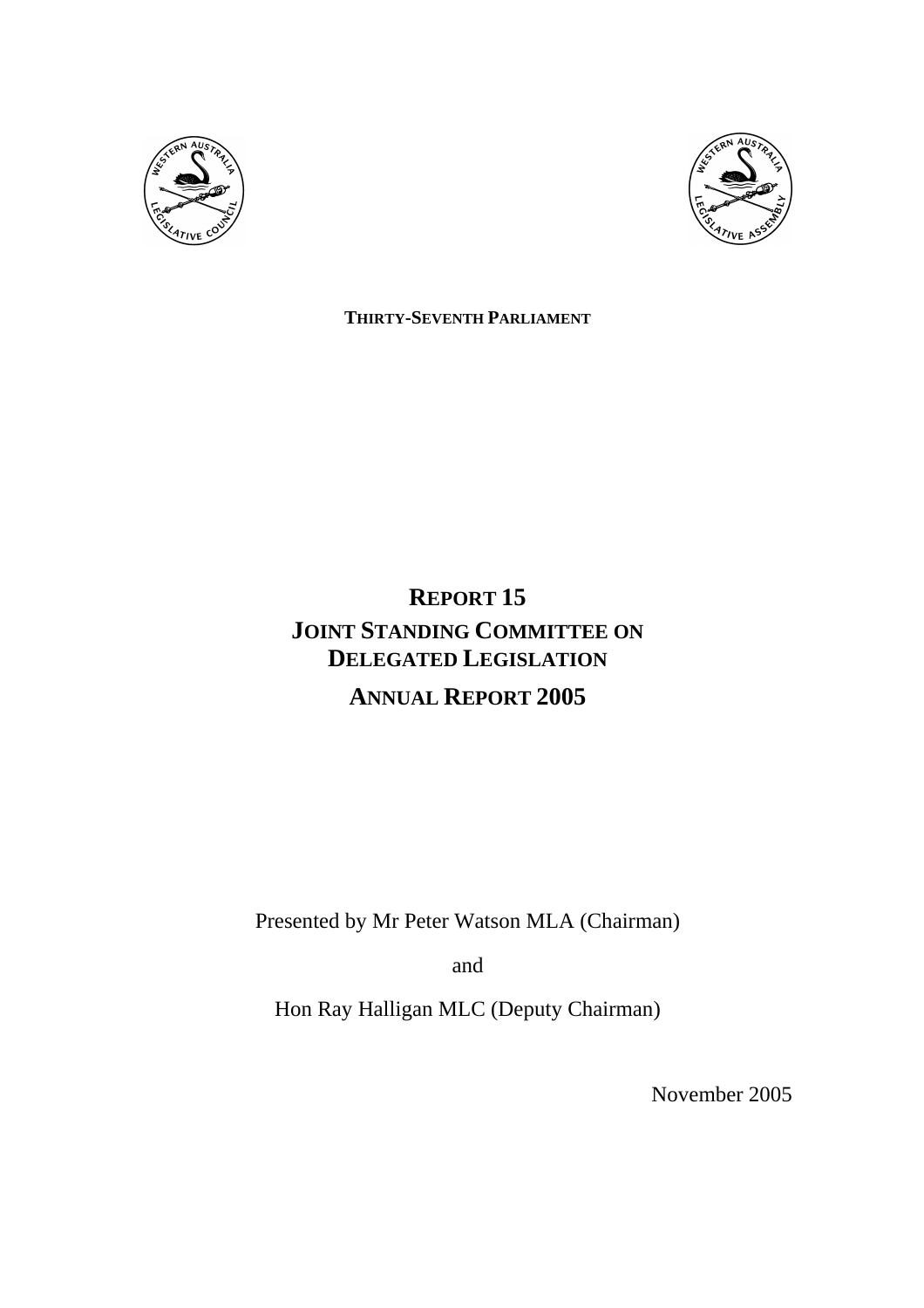**THIRTY-SEVENTH PARLIAMENT**

# REPORT 15

# JOINT STANDING COMMITTEE ON DELEGATED LEGISLATION

## ANNUAL REPORT 2005

Presented by Mr Peter Watson MLA (Chairman)

and

Hon Ray Halligan MLC (Deputy Chairman)

November 2005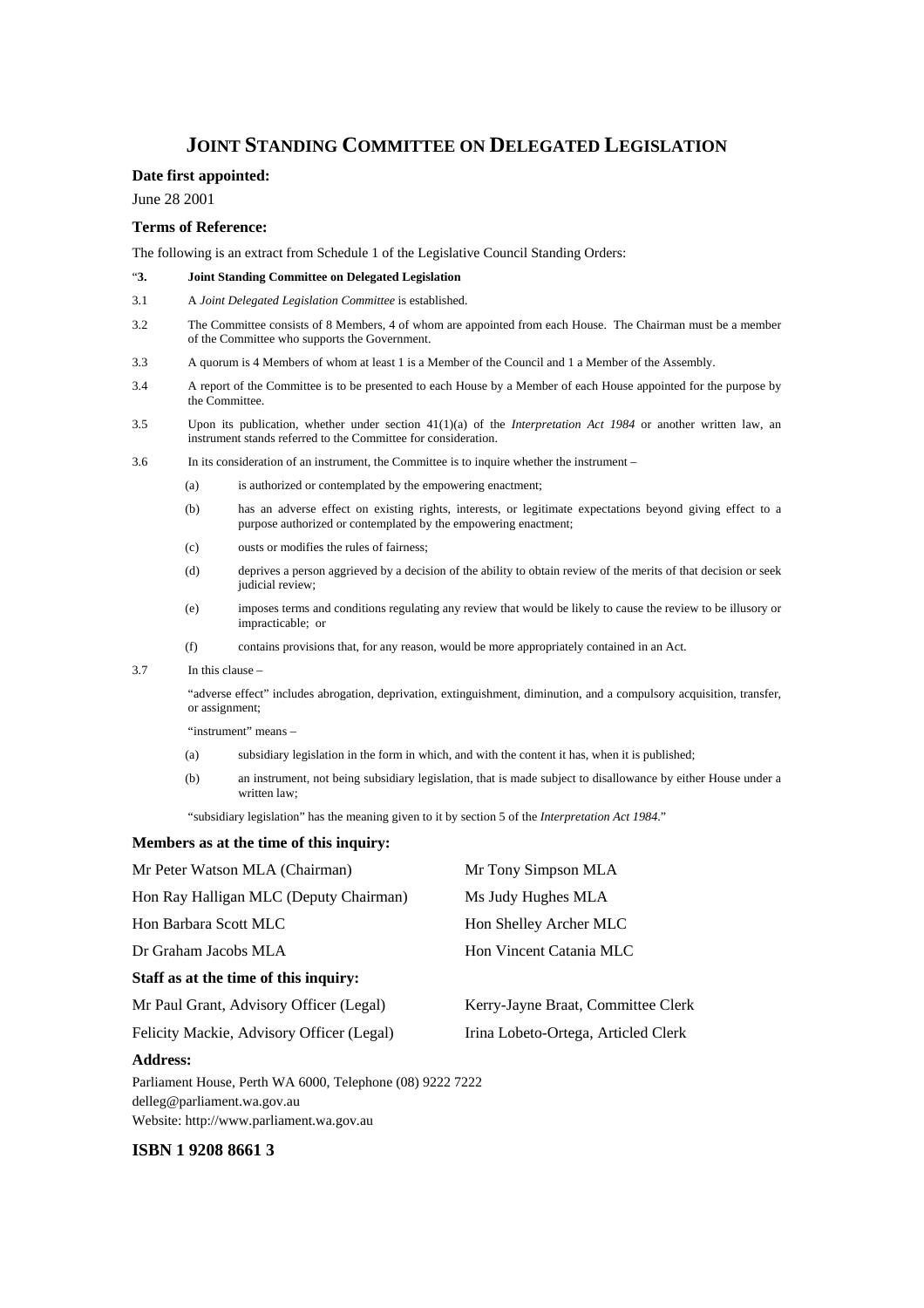# JOINT STANDING COMMITTEE ON DELEGATED LEGISLATION

**Date first appointed:**

June 28 2001

**Terms of Reference:**

The following is an extract from Schedule 1 of the Legislative Council Standing Orders:

"**3. Joint Standing Committee on Delegated Legislation**

3.1 A *Joint Delegated Legislation Committee* is established.

3.2 The Committee consists of 8 Members, 4 of whom are appointed from each House. The Chairman must be a member of the Committee who supports the Government.

3.3 A quorum is 4 Members of whom at least 1 is a Member of the Council and 1 a Member of the Assembly.

3.4 A report of the Committee is to be presented to each House by a Member of each House appointed for the purpose by the Committee.

3.5 Upon its publication, whether under section 41(1)(a) of the *Interpretation Act 1984* or another written law, an instrument stands referred to the Committee for consideration.

3.6 In its consideration of an instrument, the Committee is to inquire whether the instrument –

- (a) is authorized or contemplated by the empowering enactment;
- (b) has an adverse effect on existing rights, interests, or legitimate expectations beyond giving effect to a purpose authorized or contemplated by the empowering enactment;
- (c) ousts or modifies the rules of fairness;
- (d) deprives a person aggrieved by a decision of the ability to obtain review of the merits of that decision or seek judicial review;
- (e) imposes terms and conditions regulating any review that would be likely to cause the review to be illusory or impracticable; or
- (f) contains provisions that, for any reason, would be more appropriately contained in an Act.

3.7 In this clause –

"adverse effect" includes abrogation, deprivation, extinguishment, diminution, and a compulsory acquisition, transfer, or assignment;

"instrument" means –

- (a) subsidiary legislation in the form in which, and with the content it has, when it is published;
- (b) an instrument, not being subsidiary legislation, that is made subject to disallowance by either House under a written law;

"subsidiary legislation" has the meaning given to it by section 5 of the *Interpretation Act 1984*."

**Members as at the time of this inquiry:**

Mr Peter Watson MLA (Chairman)

Hon Ray Halligan MLC (Deputy Chairman)

Hon Barbara Scott MLC

Dr Graham Jacobs MLA

Mr Tony Simpson MLA

Ms Judy Hughes MLA

Hon Shelley Archer MLC

Hon Vincent Catania MLC

**Staff as at the time of this inquiry:**

Mr Paul Grant, Advisory Officer (Legal)

Felicity Mackie, Advisory Officer (Legal)

Kerry-Jayne Braat, Committee Clerk

Irina Lobeto-Ortega, Articled Clerk

**Address:**

Parliament House, Perth WA 6000, Telephone (08) 9222 7222

delleg@parliament.wa.gov.au

Website: http://www.parliament.wa.gov.au

**ISBN 1 9208 8661 3**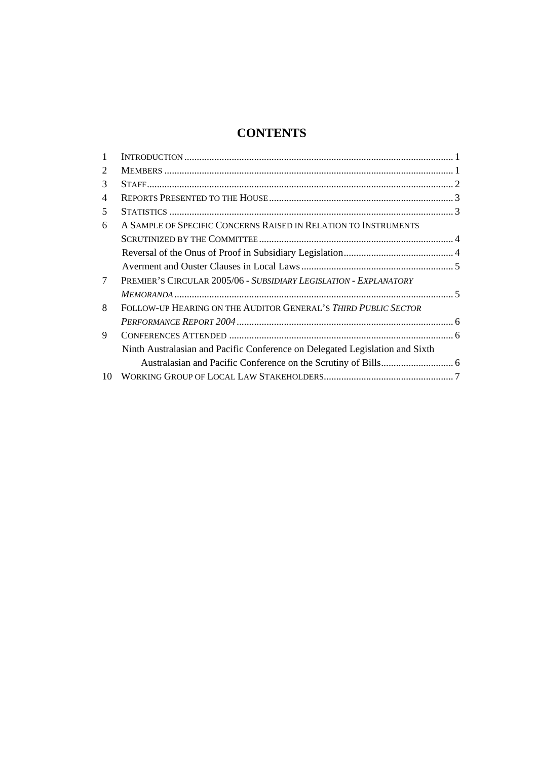# CONTENTS

1 INTRODUCTION ........................................................................................................... 1
2 MEMBERS ................................................................................................................... 1
3 STAFF.......................................................................................................................... 2
4 REPORTS PRESENTED TO THE HOUSE ......................................................................... 3
5 STATISTICS ................................................................................................................. 3
6 A SAMPLE OF SPECIFIC CONCERNS RAISED IN RELATION TO INSTRUMENTS SCRUTINIZED BY THE COMMITTEE ............................................................................. 4
   Reversal of the Onus of Proof in Subsidiary Legislation............................................ 4
   Averment and Ouster Clauses in Local Laws ............................................................. 5
7 PREMIER'S CIRCULAR 2005/06 - *SUBSIDIARY LEGISLATION - EXPLANATORY MEMORANDA* ............................................................................................................... 5
8 FOLLOW-UP HEARING ON THE AUDITOR GENERAL'S *THIRD PUBLIC SECTOR PERFORMANCE REPORT 2004* ...................................................................................... 6
9 CONFERENCES ATTENDED ......................................................................................... 6
   Ninth Australasian and Pacific Conference on Delegated Legislation and Sixth Australasian and Pacific Conference on the Scrutiny of Bills............................. 6
10 WORKING GROUP OF LOCAL LAW STAKEHOLDERS.................................................... 7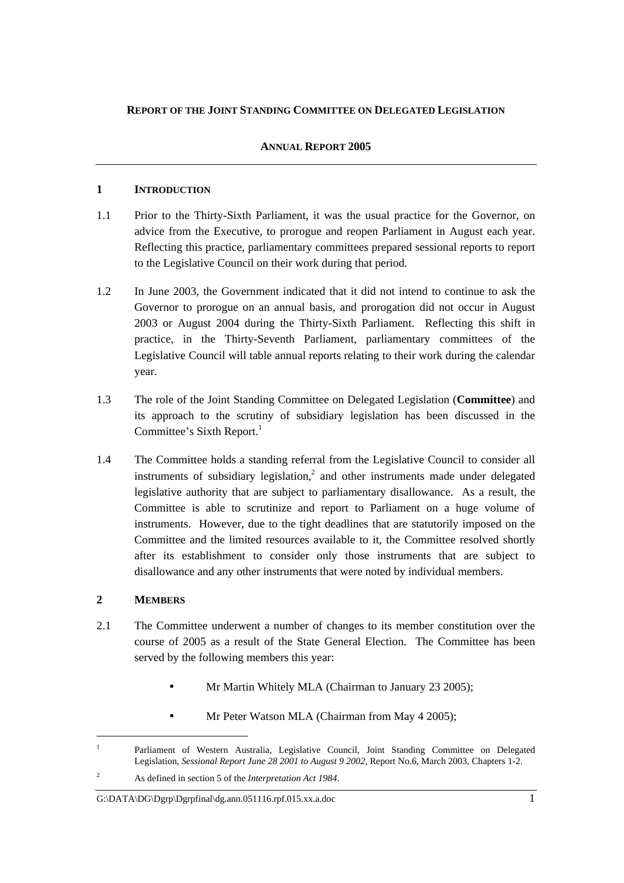**REPORT OF THE JOINT STANDING COMMITTEE ON DELEGATED LEGISLATION**

**ANNUAL REPORT 2005**

---

## 1 INTRODUCTION

1.1 Prior to the Thirty-Sixth Parliament, it was the usual practice for the Governor, on advice from the Executive, to prorogue and reopen Parliament in August each year. Reflecting this practice, parliamentary committees prepared sessional reports to report to the Legislative Council on their work during that period.

1.2 In June 2003, the Government indicated that it did not intend to continue to ask the Governor to prorogue on an annual basis, and prorogation did not occur in August 2003 or August 2004 during the Thirty-Sixth Parliament. Reflecting this shift in practice, in the Thirty-Seventh Parliament, parliamentary committees of the Legislative Council will table annual reports relating to their work during the calendar year.

1.3 The role of the Joint Standing Committee on Delegated Legislation (**Committee**) and its approach to the scrutiny of subsidiary legislation has been discussed in the Committee's Sixth Report.[1]

1.4 The Committee holds a standing referral from the Legislative Council to consider all instruments of subsidiary legislation,[2] and other instruments made under delegated legislative authority that are subject to parliamentary disallowance. As a result, the Committee is able to scrutinize and report to Parliament on a huge volume of instruments. However, due to the tight deadlines that are statutorily imposed on the Committee and the limited resources available to it, the Committee resolved shortly after its establishment to consider only those instruments that are subject to disallowance and any other instruments that were noted by individual members.

## 2 MEMBERS

2.1 The Committee underwent a number of changes to its member constitution over the course of 2005 as a result of the State General Election. The Committee has been served by the following members this year:

- Mr Martin Whitely MLA (Chairman to January 23 2005);
- Mr Peter Watson MLA (Chairman from May 4 2005);

---

[1] Parliament of Western Australia, Legislative Council, Joint Standing Committee on Delegated Legislation, *Sessional Report June 28 2001 to August 9 2002*, Report No.6, March 2003, Chapters 1-2.

[2] As defined in section 5 of the *Interpretation Act 1984*.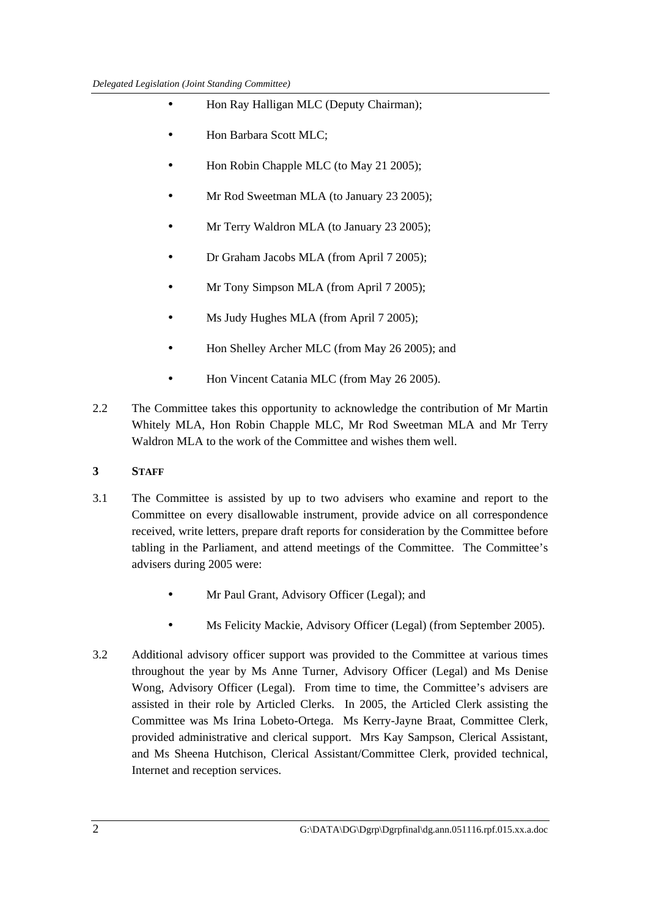- Hon Ray Halligan MLC (Deputy Chairman);
- Hon Barbara Scott MLC;
- Hon Robin Chapple MLC (to May 21 2005);
- Mr Rod Sweetman MLA (to January 23 2005);
- Mr Terry Waldron MLA (to January 23 2005);
- Dr Graham Jacobs MLA (from April 7 2005);
- Mr Tony Simpson MLA (from April 7 2005);
- Ms Judy Hughes MLA (from April 7 2005);
- Hon Shelley Archer MLC (from May 26 2005); and
- Hon Vincent Catania MLC (from May 26 2005).

2.2 The Committee takes this opportunity to acknowledge the contribution of Mr Martin Whitely MLA, Hon Robin Chapple MLC, Mr Rod Sweetman MLA and Mr Terry Waldron MLA to the work of the Committee and wishes them well.

## 3 STAFF

3.1 The Committee is assisted by up to two advisers who examine and report to the Committee on every disallowable instrument, provide advice on all correspondence received, write letters, prepare draft reports for consideration by the Committee before tabling in the Parliament, and attend meetings of the Committee. The Committee's advisers during 2005 were:

- Mr Paul Grant, Advisory Officer (Legal); and
- Ms Felicity Mackie, Advisory Officer (Legal) (from September 2005).

3.2 Additional advisory officer support was provided to the Committee at various times throughout the year by Ms Anne Turner, Advisory Officer (Legal) and Ms Denise Wong, Advisory Officer (Legal). From time to time, the Committee's advisers are assisted in their role by Articled Clerks. In 2005, the Articled Clerk assisting the Committee was Ms Irina Lobeto-Ortega. Ms Kerry-Jayne Braat, Committee Clerk, provided administrative and clerical support. Mrs Kay Sampson, Clerical Assistant, and Ms Sheena Hutchison, Clerical Assistant/Committee Clerk, provided technical, Internet and reception services.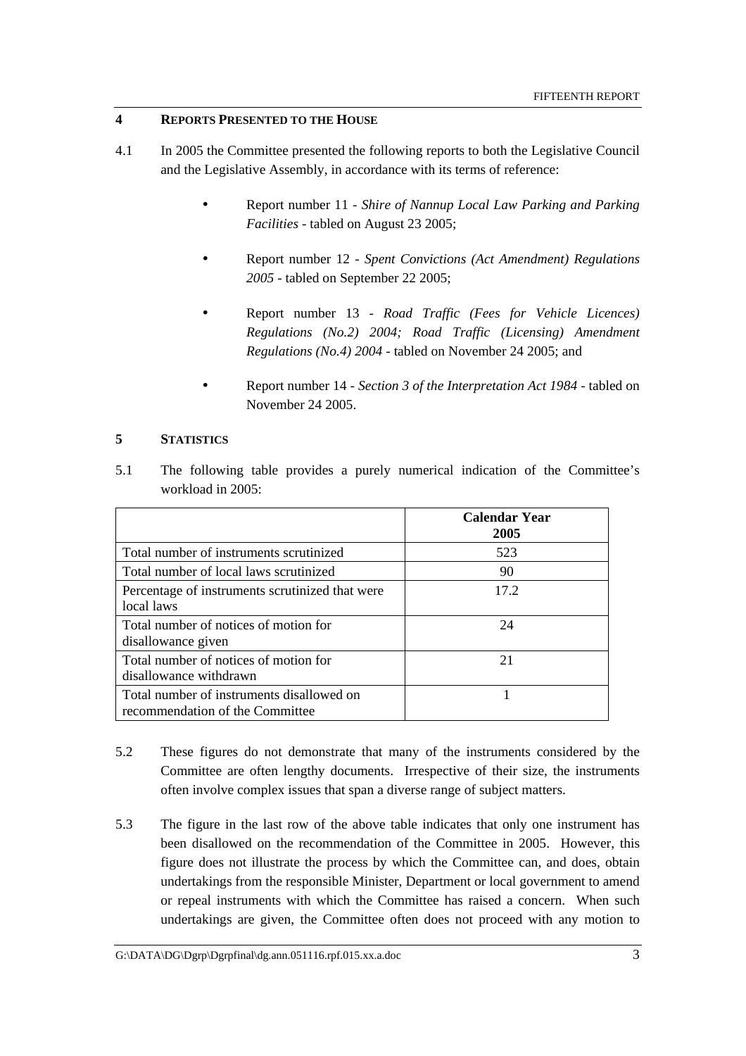## 4 REPORTS PRESENTED TO THE HOUSE

4.1 In 2005 the Committee presented the following reports to both the Legislative Council and the Legislative Assembly, in accordance with its terms of reference:

- Report number 11 - *Shire of Nannup Local Law Parking and Parking Facilities* - tabled on August 23 2005;
- Report number 12 - *Spent Convictions (Act Amendment) Regulations 2005* - tabled on September 22 2005;
- Report number 13 - *Road Traffic (Fees for Vehicle Licences) Regulations (No.2) 2004; Road Traffic (Licensing) Amendment Regulations (No.4) 2004* - tabled on November 24 2005; and
- Report number 14 - *Section 3 of the Interpretation Act 1984* - tabled on November 24 2005.

## 5 STATISTICS

5.1 The following table provides a purely numerical indication of the Committee's workload in 2005:

| | **Calendar Year 2005** |
|---|---|
| Total number of instruments scrutinized | 523 |
| Total number of local laws scrutinized | 90 |
| Percentage of instruments scrutinized that were local laws | 17.2 |
| Total number of notices of motion for disallowance given | 24 |
| Total number of notices of motion for disallowance withdrawn | 21 |
| Total number of instruments disallowed on recommendation of the Committee | 1 |

5.2 These figures do not demonstrate that many of the instruments considered by the Committee are often lengthy documents. Irrespective of their size, the instruments often involve complex issues that span a diverse range of subject matters.

5.3 The figure in the last row of the above table indicates that only one instrument has been disallowed on the recommendation of the Committee in 2005. However, this figure does not illustrate the process by which the Committee can, and does, obtain undertakings from the responsible Minister, Department or local government to amend or repeal instruments with which the Committee has raised a concern. When such undertakings are given, the Committee often does not proceed with any motion to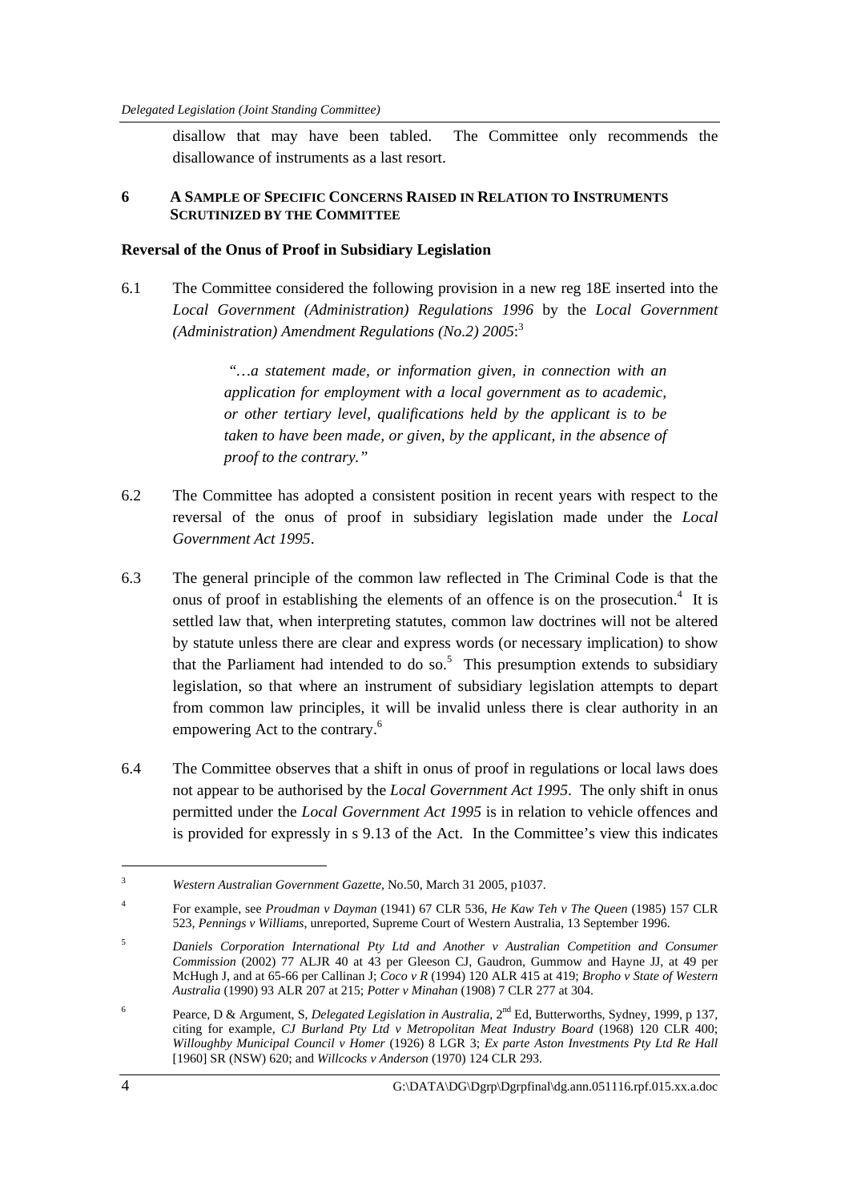disallow that may have been tabled. The Committee only recommends the disallowance of instruments as a last resort.

## 6 A SAMPLE OF SPECIFIC CONCERNS RAISED IN RELATION TO INSTRUMENTS SCRUTINIZED BY THE COMMITTEE

### Reversal of the Onus of Proof in Subsidiary Legislation

6.1 The Committee considered the following provision in a new reg 18E inserted into the *Local Government (Administration) Regulations 1996* by the *Local Government (Administration) Amendment Regulations (No.2) 2005*:[3]

> *"…a statement made, or information given, in connection with an application for employment with a local government as to academic, or other tertiary level, qualifications held by the applicant is to be taken to have been made, or given, by the applicant, in the absence of proof to the contrary."*

6.2 The Committee has adopted a consistent position in recent years with respect to the reversal of the onus of proof in subsidiary legislation made under the *Local Government Act 1995*.

6.3 The general principle of the common law reflected in The Criminal Code is that the onus of proof in establishing the elements of an offence is on the prosecution.[4] It is settled law that, when interpreting statutes, common law doctrines will not be altered by statute unless there are clear and express words (or necessary implication) to show that the Parliament had intended to do so.[5] This presumption extends to subsidiary legislation, so that where an instrument of subsidiary legislation attempts to depart from common law principles, it will be invalid unless there is clear authority in an empowering Act to the contrary.[6]

6.4 The Committee observes that a shift in onus of proof in regulations or local laws does not appear to be authorised by the *Local Government Act 1995*. The only shift in onus permitted under the *Local Government Act 1995* is in relation to vehicle offences and is provided for expressly in s 9.13 of the Act. In the Committee's view this indicates

---

[3] *Western Australian Government Gazette*, No.50, March 31 2005, p1037.

[4] For example, see *Proudman v Dayman* (1941) 67 CLR 536, *He Kaw Teh v The Queen* (1985) 157 CLR 523, *Pennings v Williams*, unreported, Supreme Court of Western Australia, 13 September 1996.

[5] *Daniels Corporation International Pty Ltd and Another v Australian Competition and Consumer Commission* (2002) 77 ALJR 40 at 43 per Gleeson CJ, Gaudron, Gummow and Hayne JJ, at 49 per McHugh J, and at 65-66 per Callinan J; *Coco v R* (1994) 120 ALR 415 at 419; *Bropho v State of Western Australia* (1990) 93 ALR 207 at 215; *Potter v Minahan* (1908) 7 CLR 277 at 304.

[6] Pearce, D & Argument, S, *Delegated Legislation in Australia*, 2nd Ed, Butterworths, Sydney, 1999, p 137, citing for example, *CJ Burland Pty Ltd v Metropolitan Meat Industry Board* (1968) 120 CLR 400; *Willoughby Municipal Council v Homer* (1926) 8 LGR 3; *Ex parte Aston Investments Pty Ltd Re Hall* [1960] SR (NSW) 620; and *Willcocks v Anderson* (1970) 124 CLR 293.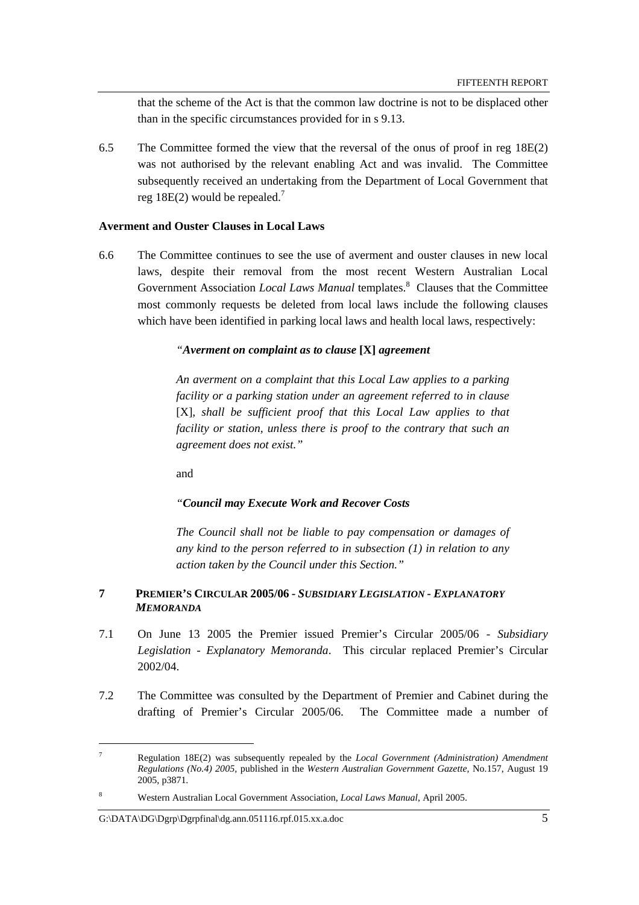that the scheme of the Act is that the common law doctrine is not to be displaced other than in the specific circumstances provided for in s 9.13.

6.5 The Committee formed the view that the reversal of the onus of proof in reg 18E(2) was not authorised by the relevant enabling Act and was invalid. The Committee subsequently received an undertaking from the Department of Local Government that reg 18E(2) would be repealed.[7]

**Averment and Ouster Clauses in Local Laws**

6.6 The Committee continues to see the use of averment and ouster clauses in new local laws, despite their removal from the most recent Western Australian Local Government Association *Local Laws Manual* templates.[8] Clauses that the Committee most commonly requests be deleted from local laws include the following clauses which have been identified in parking local laws and health local laws, respectively:

> *"**Averment on complaint as to clause** **[X]** **agreement***
>
> *An averment on a complaint that this Local Law applies to a parking facility or a parking station under an agreement referred to in clause* [X], *shall be sufficient proof that this Local Law applies to that facility or station, unless there is proof to the contrary that such an agreement does not exist."*
>
> and
>
> *"**Council may Execute Work and Recover Costs***
>
> *The Council shall not be liable to pay compensation or damages of any kind to the person referred to in subsection (1) in relation to any action taken by the Council under this Section."*

## 7 PREMIER'S CIRCULAR 2005/06 - *SUBSIDIARY LEGISLATION - EXPLANATORY MEMORANDA*

7.1 On June 13 2005 the Premier issued Premier's Circular 2005/06 - *Subsidiary Legislation - Explanatory Memoranda*. This circular replaced Premier's Circular 2002/04.

7.2 The Committee was consulted by the Department of Premier and Cabinet during the drafting of Premier's Circular 2005/06. The Committee made a number of

---

[7] Regulation 18E(2) was subsequently repealed by the *Local Government (Administration) Amendment Regulations (No.4) 2005*, published in the *Western Australian Government Gazette*, No.157, August 19 2005, p3871.

[8] Western Australian Local Government Association, *Local Laws Manual*, April 2005.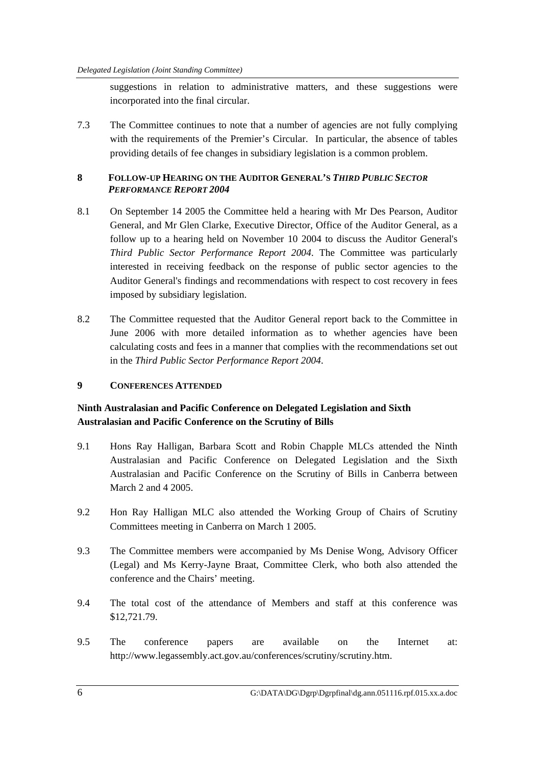suggestions in relation to administrative matters, and these suggestions were incorporated into the final circular.

7.3 The Committee continues to note that a number of agencies are not fully complying with the requirements of the Premier's Circular. In particular, the absence of tables providing details of fee changes in subsidiary legislation is a common problem.

## 8 FOLLOW-UP HEARING ON THE AUDITOR GENERAL'S *THIRD PUBLIC SECTOR PERFORMANCE REPORT 2004*

8.1 On September 14 2005 the Committee held a hearing with Mr Des Pearson, Auditor General, and Mr Glen Clarke, Executive Director, Office of the Auditor General, as a follow up to a hearing held on November 10 2004 to discuss the Auditor General's *Third Public Sector Performance Report 2004*. The Committee was particularly interested in receiving feedback on the response of public sector agencies to the Auditor General's findings and recommendations with respect to cost recovery in fees imposed by subsidiary legislation.

8.2 The Committee requested that the Auditor General report back to the Committee in June 2006 with more detailed information as to whether agencies have been calculating costs and fees in a manner that complies with the recommendations set out in the *Third Public Sector Performance Report 2004*.

## 9 CONFERENCES ATTENDED

### Ninth Australasian and Pacific Conference on Delegated Legislation and Sixth Australasian and Pacific Conference on the Scrutiny of Bills

9.1 Hons Ray Halligan, Barbara Scott and Robin Chapple MLCs attended the Ninth Australasian and Pacific Conference on Delegated Legislation and the Sixth Australasian and Pacific Conference on the Scrutiny of Bills in Canberra between March 2 and 4 2005.

9.2 Hon Ray Halligan MLC also attended the Working Group of Chairs of Scrutiny Committees meeting in Canberra on March 1 2005.

9.3 The Committee members were accompanied by Ms Denise Wong, Advisory Officer (Legal) and Ms Kerry-Jayne Braat, Committee Clerk, who both also attended the conference and the Chairs' meeting.

9.4 The total cost of the attendance of Members and staff at this conference was $12,721.79.

9.5 The conference papers are available on the Internet at: http://www.legassembly.act.gov.au/conferences/scrutiny/scrutiny.htm.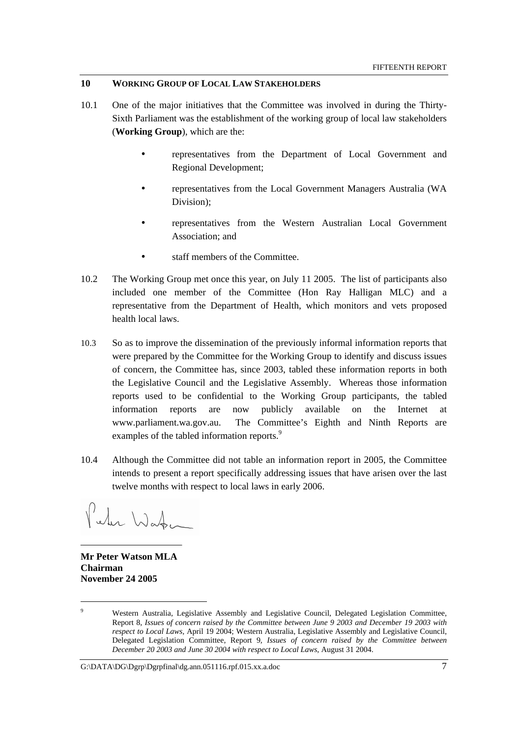## 10 WORKING GROUP OF LOCAL LAW STAKEHOLDERS

10.1 One of the major initiatives that the Committee was involved in during the Thirty-Sixth Parliament was the establishment of the working group of local law stakeholders (**Working Group**), which are the:

- representatives from the Department of Local Government and Regional Development;
- representatives from the Local Government Managers Australia (WA Division);
- representatives from the Western Australian Local Government Association; and
- staff members of the Committee.

10.2 The Working Group met once this year, on July 11 2005. The list of participants also included one member of the Committee (Hon Ray Halligan MLC) and a representative from the Department of Health, which monitors and vets proposed health local laws.

10.3 So as to improve the dissemination of the previously informal information reports that were prepared by the Committee for the Working Group to identify and discuss issues of concern, the Committee has, since 2003, tabled these information reports in both the Legislative Council and the Legislative Assembly. Whereas those information reports used to be confidential to the Working Group participants, the tabled information reports are now publicly available on the Internet at www.parliament.wa.gov.au. The Committee's Eighth and Ninth Reports are examples of the tabled information reports.[9]

10.4 Although the Committee did not table an information report in 2005, the Committee intends to present a report specifically addressing issues that have arisen over the last twelve months with respect to local laws in early 2006.

**Mr Peter Watson MLA**
**Chairman**
**November 24 2005**

---

[9] Western Australia, Legislative Assembly and Legislative Council, Delegated Legislation Committee, Report 8, *Issues of concern raised by the Committee between June 9 2003 and December 19 2003 with respect to Local Laws*, April 19 2004; Western Australia, Legislative Assembly and Legislative Council, Delegated Legislation Committee, Report 9, *Issues of concern raised by the Committee between December 20 2003 and June 30 2004 with respect to Local Laws*, August 31 2004.